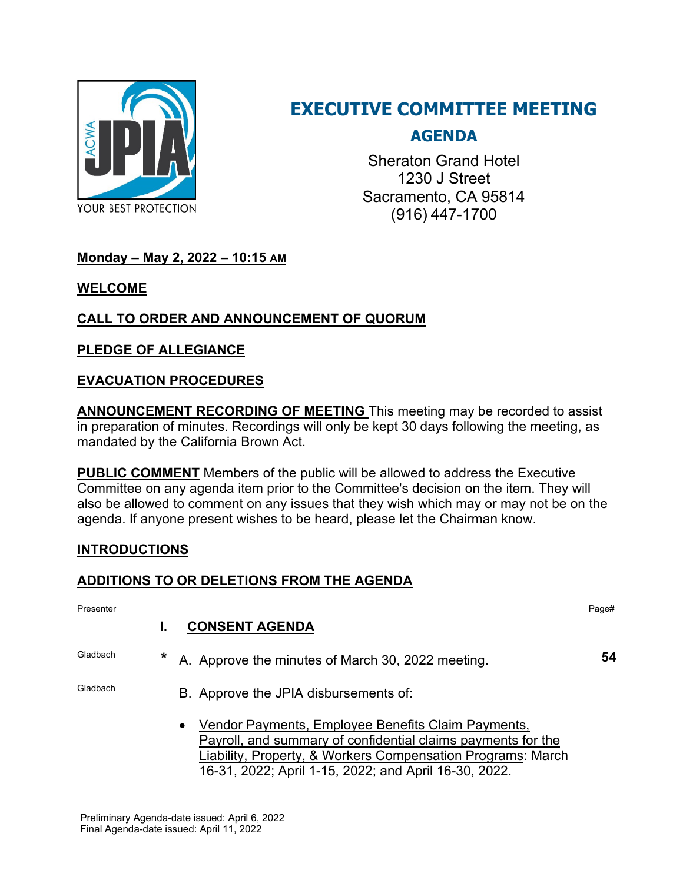ACWA JPIA

YOUR BEST PROTECTION

# EXECUTIVE COMMITTEE MEETING

## AGENDA

Sheraton Grand Hotel
1230 J Street
Sacramento, CA 95814
(916) 447-1700

**Monday – May 2, 2022 – 10:15 AM**

**WELCOME**

**CALL TO ORDER AND ANNOUNCEMENT OF QUORUM**

**PLEDGE OF ALLEGIANCE**

**EVACUATION PROCEDURES**

**ANNOUNCEMENT RECORDING OF MEETING** This meeting may be recorded to assist in preparation of minutes. Recordings will only be kept 30 days following the meeting, as mandated by the California Brown Act.

**PUBLIC COMMENT** Members of the public will be allowed to address the Executive Committee on any agenda item prior to the Committee's decision on the item. They will also be allowed to comment on any issues that they wish which may or may not be on the agenda. If anyone present wishes to be heard, please let the Chairman know.

**INTRODUCTIONS**

**ADDITIONS TO OR DELETIONS FROM THE AGENDA**

| Presenter | | | Page# |
|---|---|---|---|
| | | **I. CONSENT AGENDA** | |
| Gladbach | * | A. Approve the minutes of March 30, 2022 meeting. | **54** |
| Gladbach | | B. Approve the JPIA disbursements of: | |
| | | • Vendor Payments, Employee Benefits Claim Payments, Payroll, and summary of confidential claims payments for the Liability, Property, & Workers Compensation Programs: March 16-31, 2022; April 1-15, 2022; and April 16-30, 2022. | |

Preliminary Agenda-date issued: April 6, 2022
Final Agenda-date issued: April 11, 2022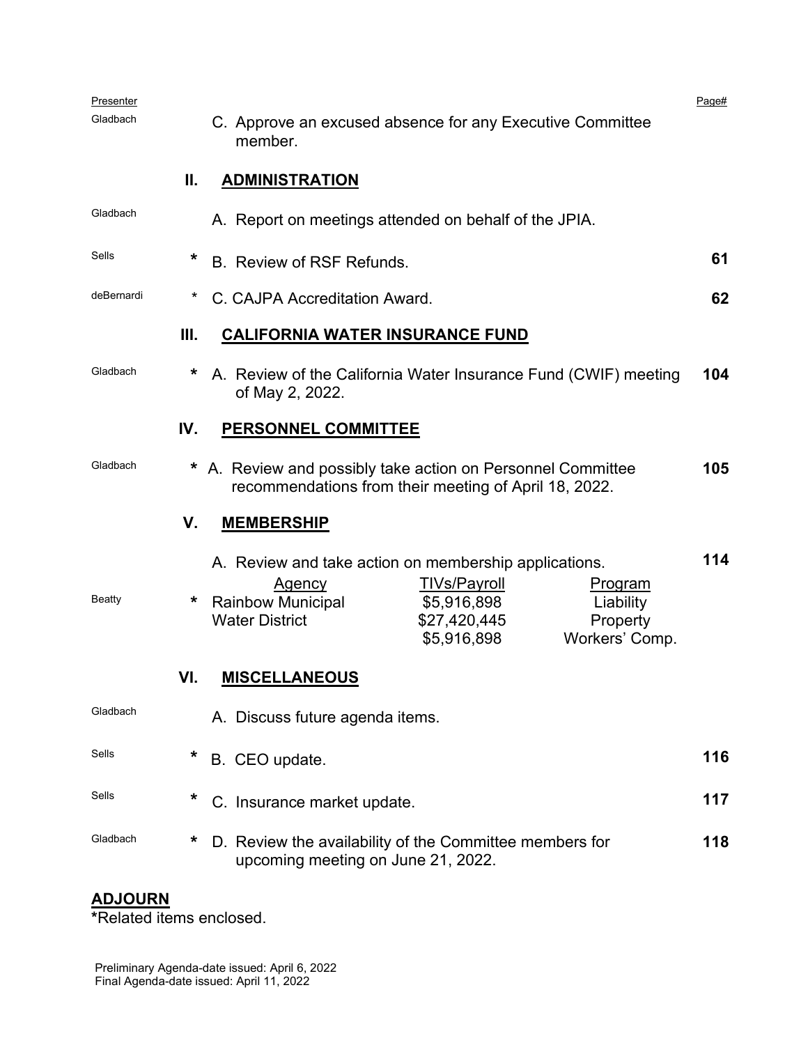| Presenter | | | Page# |
|---|---|---|---|
| Gladbach | | C. Approve an excused absence for any Executive Committee member. | |
| | **II.** | **ADMINISTRATION** | |
| Gladbach | | A. Report on meetings attended on behalf of the JPIA. | |
| Sells | * | B. Review of RSF Refunds. | **61** |
| deBernardi | * | C. CAJPA Accreditation Award. | **62** |
| | **III.** | **CALIFORNIA WATER INSURANCE FUND** | |
| Gladbach | * | A. Review of the California Water Insurance Fund (CWIF) meeting of May 2, 2022. | **104** |
| | **IV.** | **PERSONNEL COMMITTEE** | |
| Gladbach | * | A. Review and possibly take action on Personnel Committee recommendations from their meeting of April 18, 2022. | **105** |
| | **V.** | **MEMBERSHIP** | |
| Beatty | * | A. Review and take action on membership applications. | **114** |

| Agency | TIVs/Payroll | Program |
|---|---|---|
| Rainbow Municipal Water District | $5,916,898 | Liability |
| | $27,420,445 | Property |
| | $5,916,898 | Workers' Comp. |

| Presenter | | | Page# |
|---|---|---|---|
| | **VI.** | **MISCELLANEOUS** | |
| Gladbach | | A. Discuss future agenda items. | |
| Sells | * | B. CEO update. | **116** |
| Sells | * | C. Insurance market update. | **117** |
| Gladbach | * | D. Review the availability of the Committee members for upcoming meeting on June 21, 2022. | **118** |

**ADJOURN**

***Related items enclosed.**

Preliminary Agenda-date issued: April 6, 2022
Final Agenda-date issued: April 11, 2022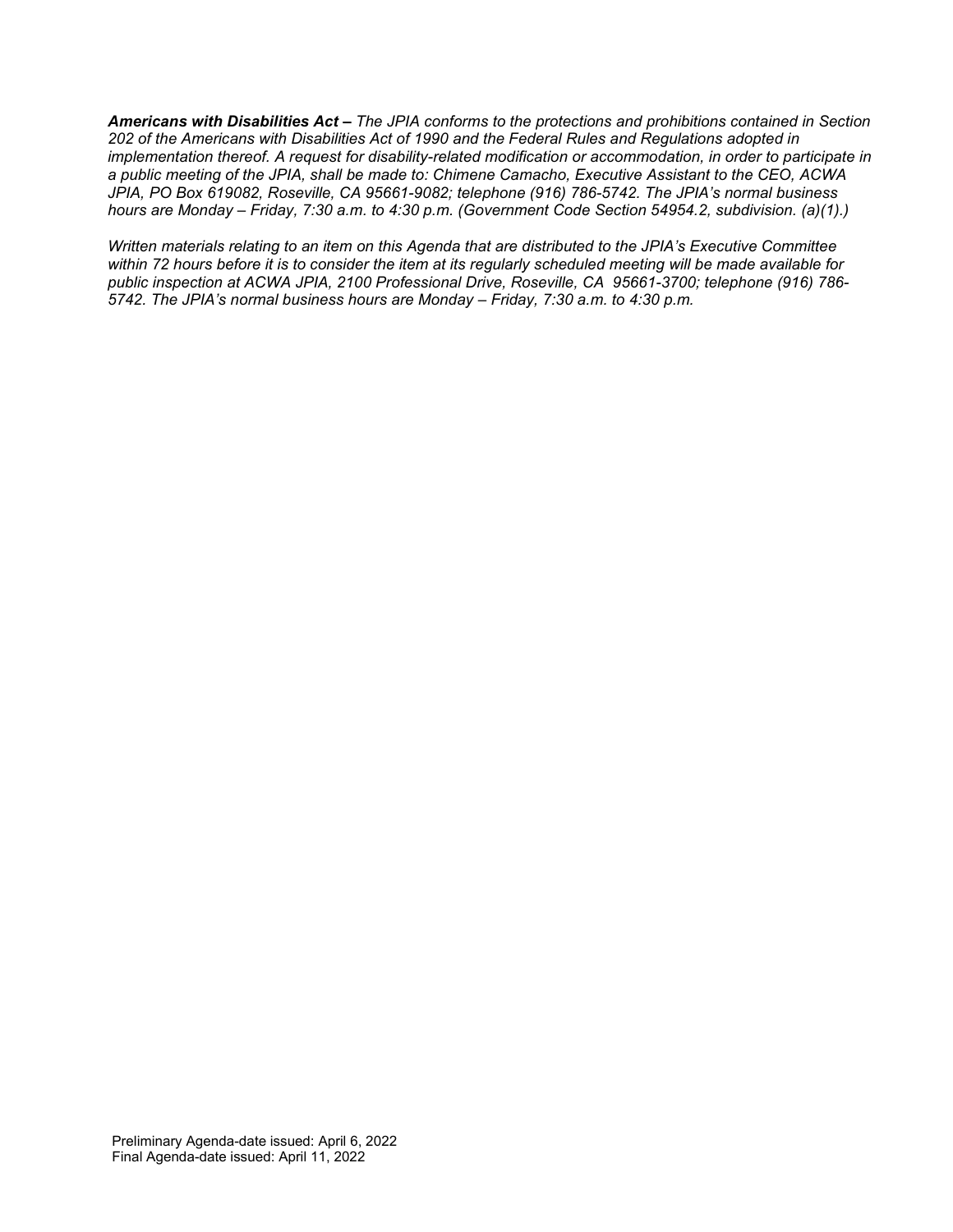***Americans with Disabilities Act –** The JPIA conforms to the protections and prohibitions contained in Section 202 of the Americans with Disabilities Act of 1990 and the Federal Rules and Regulations adopted in implementation thereof. A request for disability-related modification or accommodation, in order to participate in a public meeting of the JPIA, shall be made to: Chimene Camacho, Executive Assistant to the CEO, ACWA JPIA, PO Box 619082, Roseville, CA 95661-9082; telephone (916) 786-5742. The JPIA's normal business hours are Monday – Friday, 7:30 a.m. to 4:30 p.m. (Government Code Section 54954.2, subdivision. (a)(1).)*

*Written materials relating to an item on this Agenda that are distributed to the JPIA's Executive Committee within 72 hours before it is to consider the item at its regularly scheduled meeting will be made available for public inspection at ACWA JPIA, 2100 Professional Drive, Roseville, CA 95661-3700; telephone (916) 786-5742. The JPIA's normal business hours are Monday – Friday, 7:30 a.m. to 4:30 p.m.*

Preliminary Agenda-date issued: April 6, 2022
Final Agenda-date issued: April 11, 2022